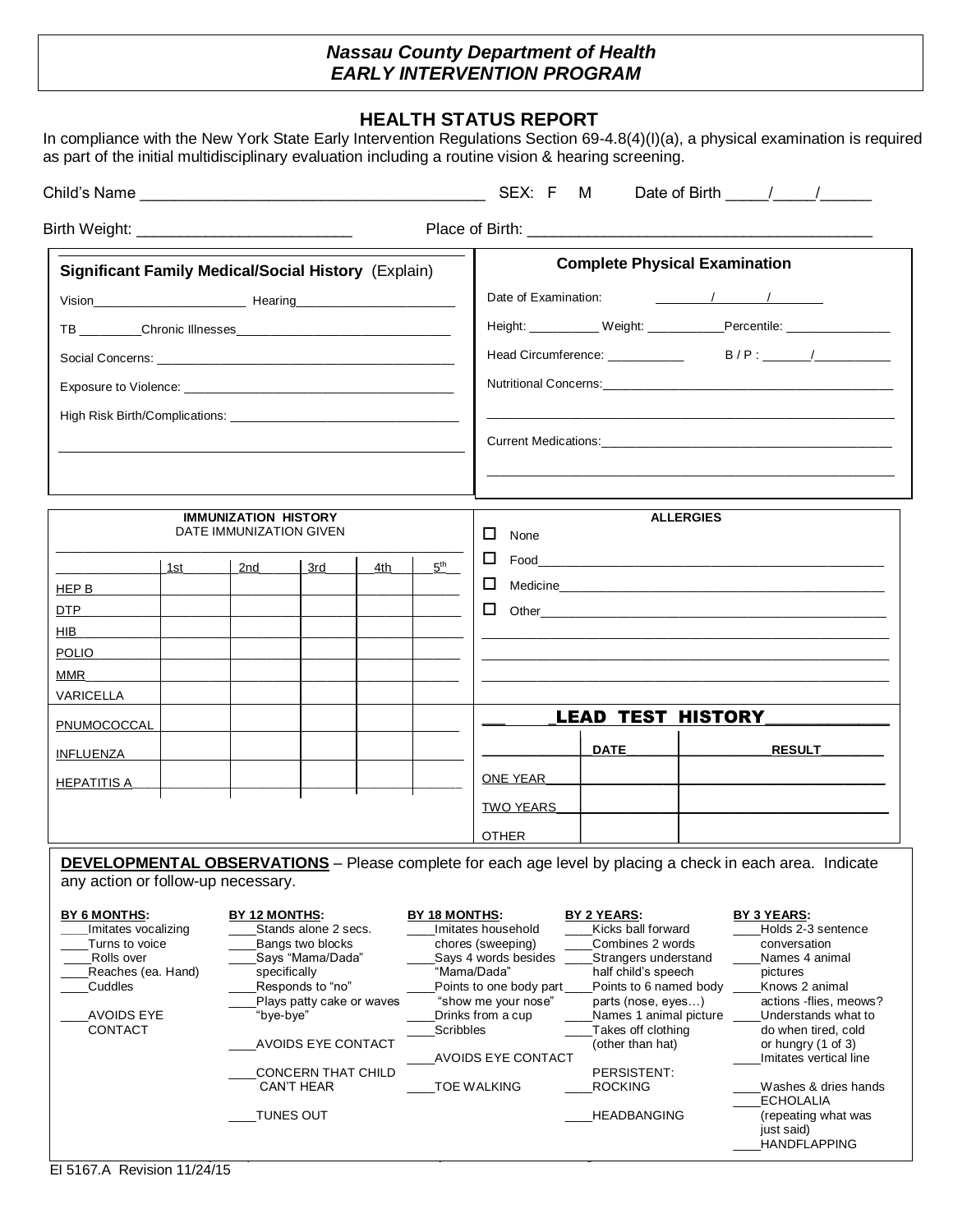## *Nassau County Department of Health*
## *EARLY INTERVENTION PROGRAM*

### HEALTH STATUS REPORT

In compliance with the New York State Early Intervention Regulations Section 69-4.8(4)(I)(a), a physical examination is required as part of the initial multidisciplinary evaluation including a routine vision & hearing screening.

Child's Name ________________________________________ SEX: F M Date of Birth _____/_____/______

Birth Weight: _________________________ Place of Birth: ________________________________________

**Significant Family Medical/Social History** (Explain)

Vision______________________ Hearing______________________

TB _________Chronic Illnesses______________________________

Social Concerns: ___________________________________________

Exposure to Violence: _______________________________________

High Risk Birth/Complications: _______________________________

________________________________________________________

**Complete Physical Examination**

Date of Examination: _______/_______/_______

Height: __________ Weight: ___________Percentile: _______________

Head Circumference: ___________ B / P : _______/___________

Nutritional Concerns:__________________________________________

________________________________________________________

Current Medications:__________________________________________

________________________________________________________

**IMMUNIZATION HISTORY**

DATE IMMUNIZATION GIVEN

| | 1st | 2nd | 3rd | 4th | 5th |
|---|---|---|---|---|---|
| HEP B | | | | | |
| DTP | | | | | |
| HIB | | | | | |
| POLIO | | | | | |
| MMR | | | | | |
| VARICELLA | | | | | |
| PNUMOCOCCAL | | | | | |
| INFLUENZA | | | | | |
| HEPATITIS A | | | | | |

**ALLERGIES**

☐ None

☐ Food_____________________________________________

☐ Medicine__________________________________________

☐ Other____________________________________________

________________________________________________________

________________________________________________________

________________________________________________________

**LEAD TEST HISTORY**

| | DATE | RESULT |
|---|---|---|
| ONE YEAR | | |
| TWO YEARS | | |
| OTHER | | |

**DEVELOPMENTAL OBSERVATIONS** – Please complete for each age level by placing a check in each area. Indicate any action or follow-up necessary.

**BY 6 MONTHS:**
- ____Imitates vocalizing
- ____Turns to voice
- ____Rolls over
- ____Reaches (ea. Hand)
- ____Cuddles
- ____AVOIDS EYE CONTACT

**BY 12 MONTHS:**
- ____Stands alone 2 secs.
- ____Bangs two blocks
- ____Says "Mama/Dada" specifically
- ____Responds to "no"
- ____Plays patty cake or waves "bye-bye"
- ____AVOIDS EYE CONTACT
- ____CONCERN THAT CHILD CAN'T HEAR
- ____TUNES OUT

**BY 18 MONTHS:**
- ____Imitates household chores (sweeping)
- ____Says 4 words besides "Mama/Dada"
- ____Points to one body part "show me your nose"
- ____Drinks from a cup
- ____Scribbles
- ____AVOIDS EYE CONTACT
- ____TOE WALKING

**BY 2 YEARS:**
- ____Kicks ball forward
- ____Combines 2 words
- ____Strangers understand half child's speech
- ____Points to 6 named body parts (nose, eyes…)
- ____Names 1 animal picture
- ____Takes off clothing (other than hat)

PERSISTENT:
- ____ROCKING
- ____HEADBANGING

**BY 3 YEARS:**
- ____Holds 2-3 sentence conversation
- ____Names 4 animal pictures
- ____Knows 2 animal actions -flies, meows?
- ____Understands what to do when tired, cold or hungry (1 of 3)
- ____Imitates vertical line
- ____Washes & dries hands
- ____ECHOLALIA (repeating what was just said)
- ____HANDFLAPPING

EI 5167.A Revision 11/24/15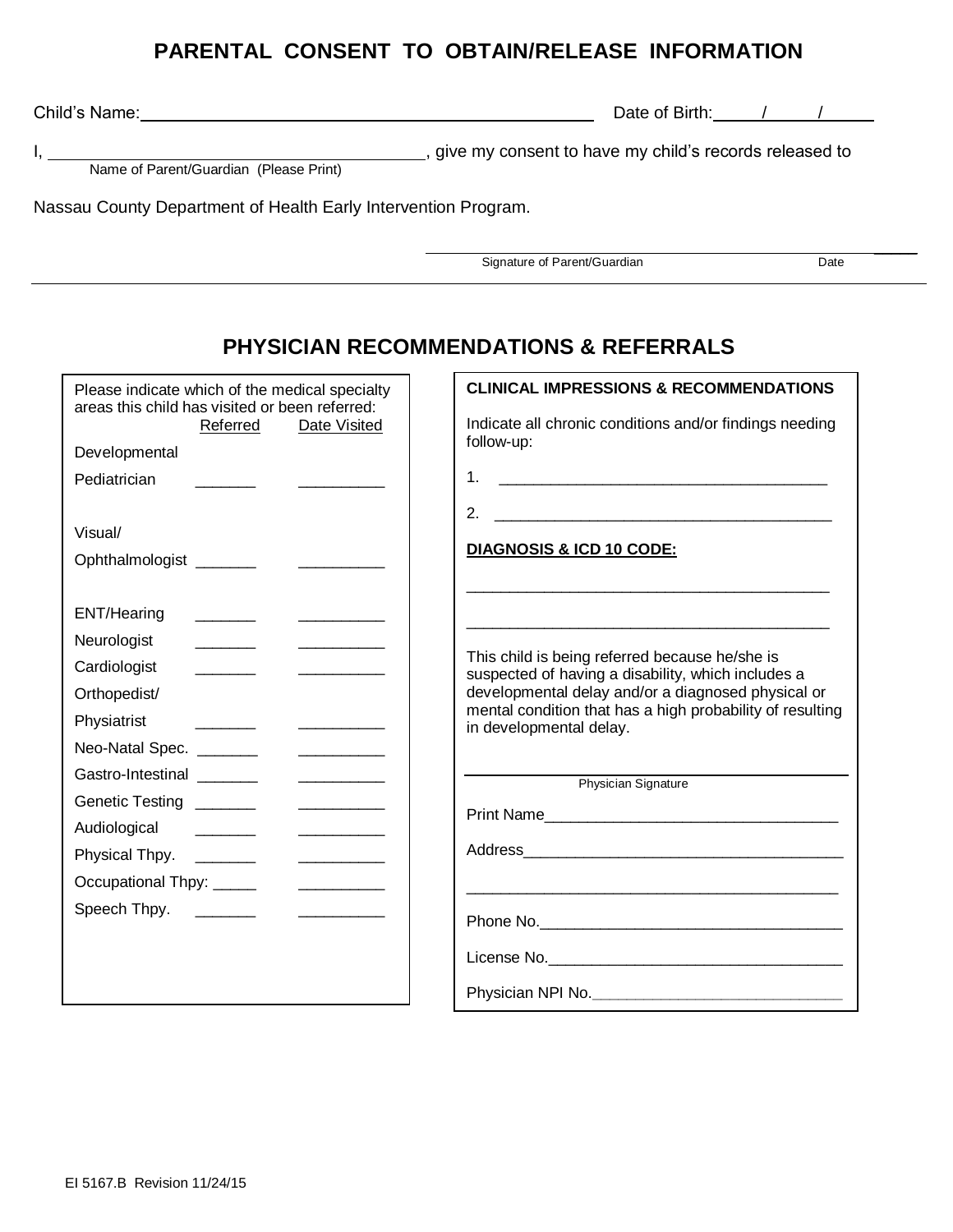# PARENTAL CONSENT TO OBTAIN/RELEASE INFORMATION

Child's Name: _______________________________________ Date of Birth: ____/____/____

I, ___________________________________, give my consent to have my child's records released to
Name of Parent/Guardian (Please Print)

Nassau County Department of Health Early Intervention Program.

_______________________________________ ____
Signature of Parent/Guardian Date

---

## PHYSICIAN RECOMMENDATIONS & REFERRALS

Please indicate which of the medical specialty areas this child has visited or been referred:

| | Referred | Date Visited |
|---|---|---|
| Developmental Pediatrician | _______ | __________ |
| Visual/ Ophthalmologist | _______ | __________ |
| ENT/Hearing | _______ | __________ |
| Neurologist | _______ | __________ |
| Cardiologist | _______ | __________ |
| Orthopedist/ Physiatrist | _______ | __________ |
| Neo-Natal Spec. | _______ | __________ |
| Gastro-Intestinal | _______ | __________ |
| Genetic Testing | _______ | __________ |
| Audiological | _______ | __________ |
| Physical Thpy. | _______ | __________ |
| Occupational Thpy: | _____ | __________ |
| Speech Thpy. | _______ | __________ |

**CLINICAL IMPRESSIONS & RECOMMENDATIONS**

Indicate all chronic conditions and/or findings needing follow-up:

1. _____________________________________

2. _______________________________________

**DIAGNOSIS & ICD 10 CODE:**

__________________________________________

__________________________________________

This child is being referred because he/she is suspected of having a disability, which includes a developmental delay and/or a diagnosed physical or mental condition that has a high probability of resulting in developmental delay.

_______________________________________
Physician Signature

Print Name_________________________________

Address____________________________________

___________________________________________

Phone No.__________________________________

License No.________________________________

Physician NPI No.____________________________

EI 5167.B Revision 11/24/15